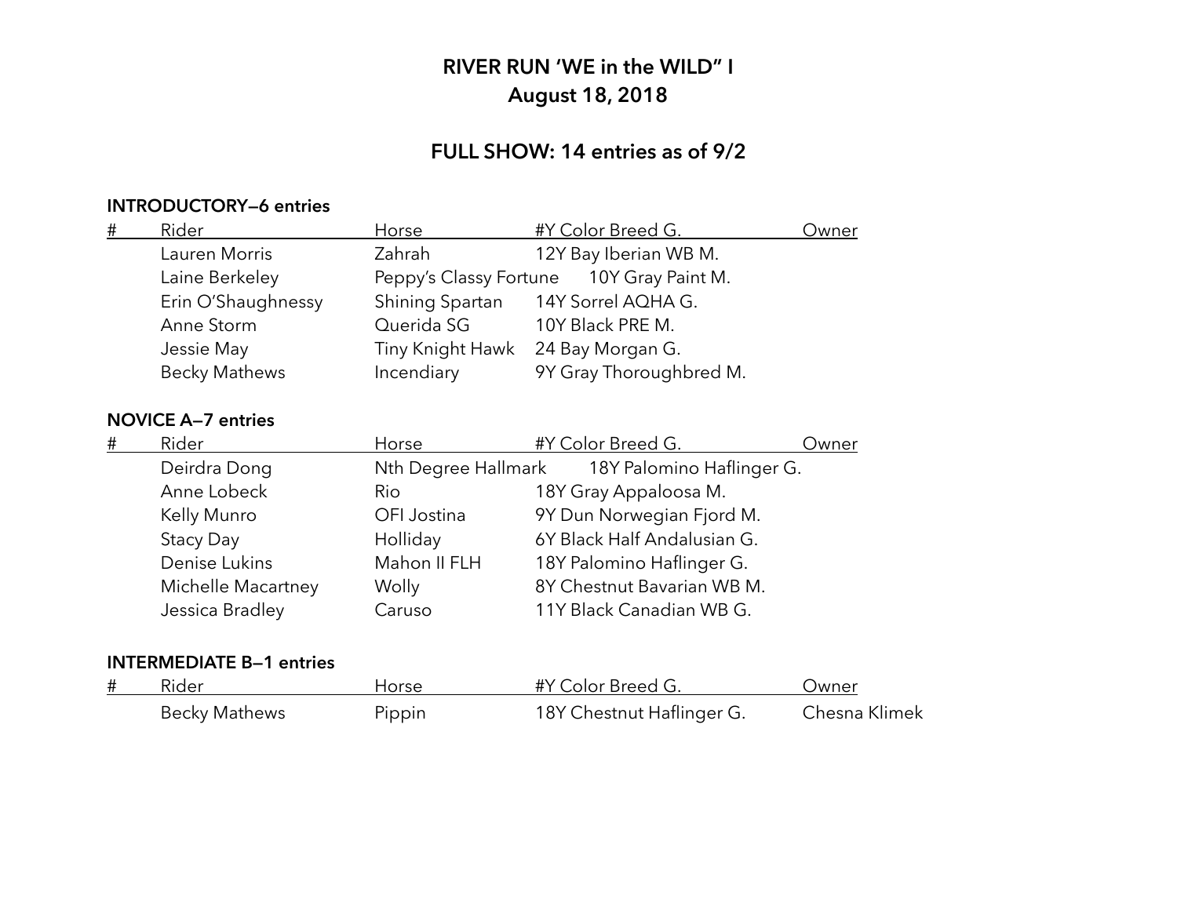# RIVER RUN 'WE in the WILD" I
# August 18, 2018

## FULL SHOW: 14 entries as of 9/2

**INTRODUCTORY—6 entries**

| # | Rider | Horse | #Y Color Breed G. | Owner |
|---|---|---|---|---|
| | Lauren Morris | Zahrah | 12Y Bay Iberian WB M. | |
| | Laine Berkeley | Peppy's Classy Fortune | 10Y Gray Paint M. | |
| | Erin O'Shaughnessy | Shining Spartan | 14Y Sorrel AQHA G. | |
| | Anne Storm | Querida SG | 10Y Black PRE M. | |
| | Jessie May | Tiny Knight Hawk | 24 Bay Morgan G. | |
| | Becky Mathews | Incendiary | 9Y Gray Thoroughbred M. | |

**NOVICE A—7 entries**

| # | Rider | Horse | #Y Color Breed G. | Owner |
|---|---|---|---|---|
| | Deirdra Dong | Nth Degree Hallmark | 18Y Palomino Haflinger G. | |
| | Anne Lobeck | Rio | 18Y Gray Appaloosa M. | |
| | Kelly Munro | OFI Jostina | 9Y Dun Norwegian Fjord M. | |
| | Stacy Day | Holliday | 6Y Black Half Andalusian G. | |
| | Denise Lukins | Mahon II FLH | 18Y Palomino Haflinger G. | |
| | Michelle Macartney | Wolly | 8Y Chestnut Bavarian WB M. | |
| | Jessica Bradley | Caruso | 11Y Black Canadian WB G. | |

**INTERMEDIATE B—1 entries**

| # | Rider | Horse | #Y Color Breed G. | Owner |
|---|---|---|---|---|
| | Becky Mathews | Pippin | 18Y Chestnut Haflinger G. | Chesna Klimek |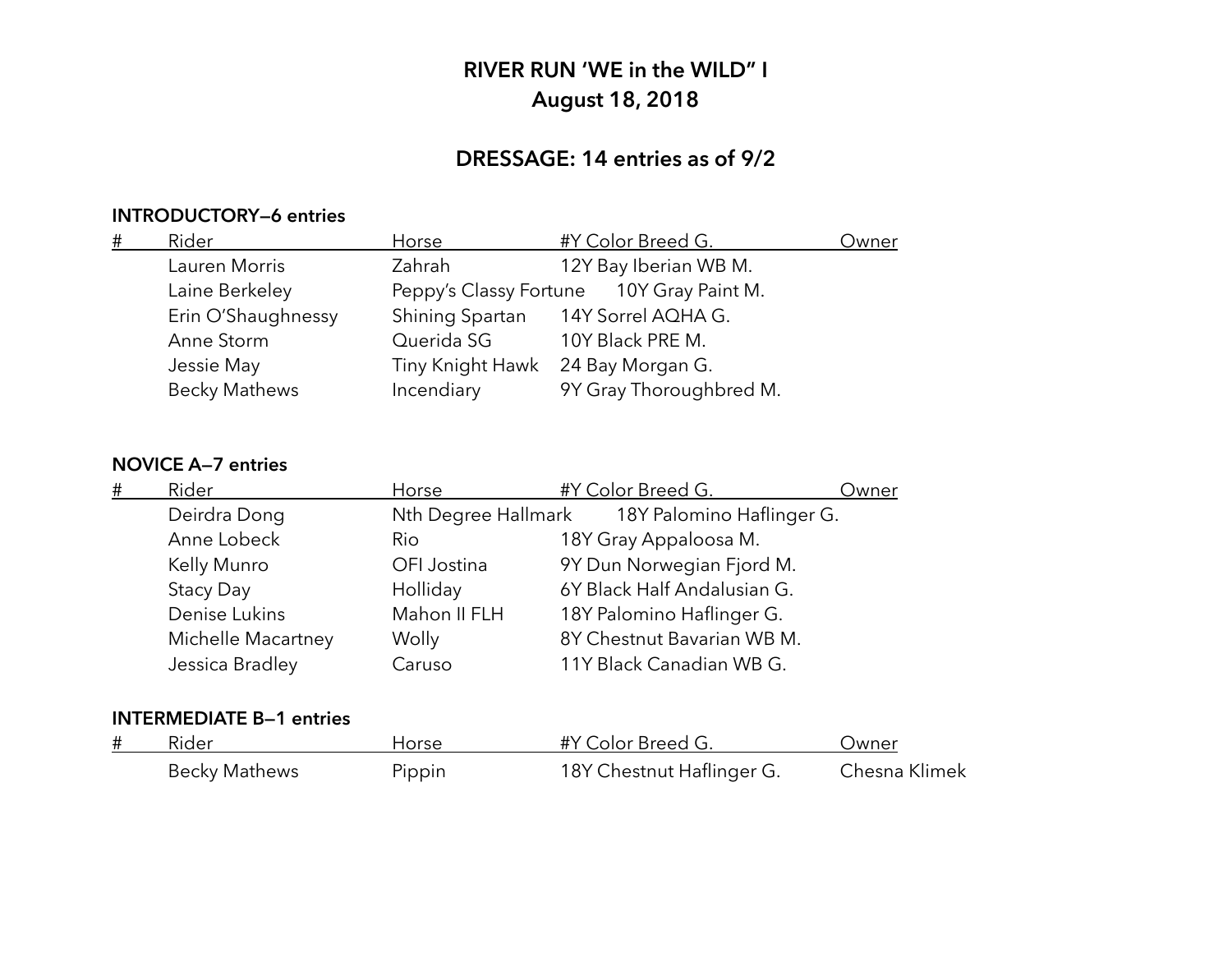# RIVER RUN 'WE in the WILD" I
# August 18, 2018

## DRESSAGE: 14 entries as of 9/2

### INTRODUCTORY—6 entries

| # | Rider | Horse | #Y Color Breed G. | Owner |
|---|---|---|---|---|
| | Lauren Morris | Zahrah | 12Y Bay Iberian WB M. | |
| | Laine Berkeley | Peppy's Classy Fortune | 10Y Gray Paint M. | |
| | Erin O'Shaughnessy | Shining Spartan | 14Y Sorrel AQHA G. | |
| | Anne Storm | Querida SG | 10Y Black PRE M. | |
| | Jessie May | Tiny Knight Hawk | 24 Bay Morgan G. | |
| | Becky Mathews | Incendiary | 9Y Gray Thoroughbred M. | |

### NOVICE A—7 entries

| # | Rider | Horse | #Y Color Breed G. | Owner |
|---|---|---|---|---|
| | Deirdra Dong | Nth Degree Hallmark | 18Y Palomino Haflinger G. | |
| | Anne Lobeck | Rio | 18Y Gray Appaloosa M. | |
| | Kelly Munro | OFI Jostina | 9Y Dun Norwegian Fjord M. | |
| | Stacy Day | Holliday | 6Y Black Half Andalusian G. | |
| | Denise Lukins | Mahon II FLH | 18Y Palomino Haflinger G. | |
| | Michelle Macartney | Wolly | 8Y Chestnut Bavarian WB M. | |
| | Jessica Bradley | Caruso | 11Y Black Canadian WB G. | |

### INTERMEDIATE B—1 entries

| # | Rider | Horse | #Y Color Breed G. | Owner |
|---|---|---|---|---|
| | Becky Mathews | Pippin | 18Y Chestnut Haflinger G. | Chesna Klimek |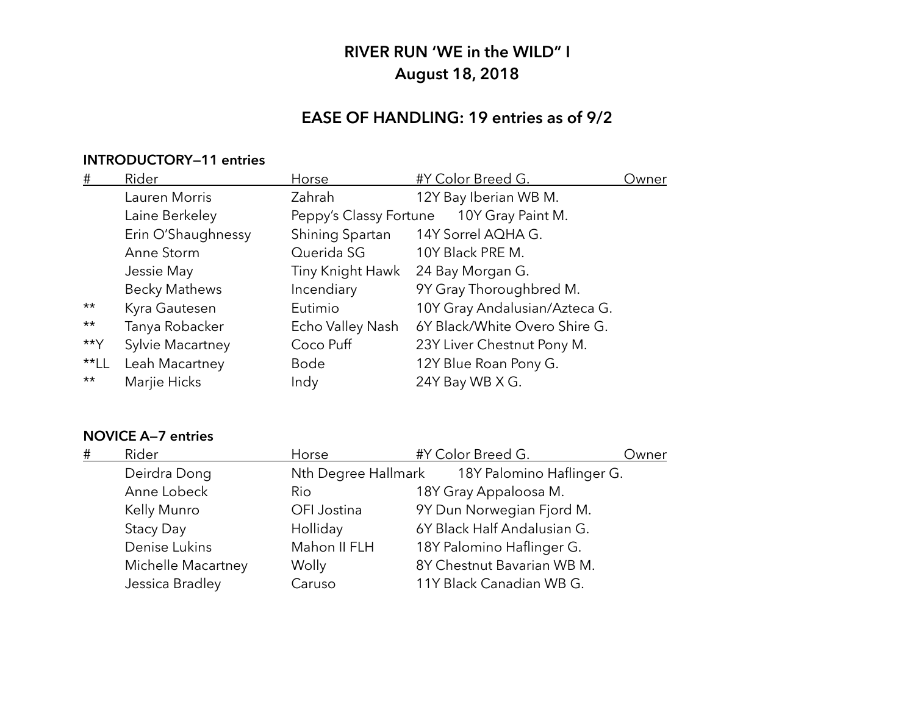# RIVER RUN 'WE in the WILD" I
# August 18, 2018

## EASE OF HANDLING: 19 entries as of 9/2

### INTRODUCTORY—11 entries

| # | Rider | Horse | #Y Color Breed G. | Owner |
|---|---|---|---|---|
| | Lauren Morris | Zahrah | 12Y Bay Iberian WB M. | |
| | Laine Berkeley | Peppy's Classy Fortune | 10Y Gray Paint M. | |
| | Erin O'Shaughnessy | Shining Spartan | 14Y Sorrel AQHA G. | |
| | Anne Storm | Querida SG | 10Y Black PRE M. | |
| | Jessie May | Tiny Knight Hawk | 24 Bay Morgan G. | |
| | Becky Mathews | Incendiary | 9Y Gray Thoroughbred M. | |
| ** | Kyra Gautesen | Eutimio | 10Y Gray Andalusian/Azteca G. | |
| ** | Tanya Robacker | Echo Valley Nash | 6Y Black/White Overo Shire G. | |
| **Y | Sylvie Macartney | Coco Puff | 23Y Liver Chestnut Pony M. | |
| **LL | Leah Macartney | Bode | 12Y Blue Roan Pony G. | |
| ** | Marjie Hicks | Indy | 24Y Bay WB X G. | |

### NOVICE A—7 entries

| # | Rider | Horse | #Y Color Breed G. | Owner |
|---|---|---|---|---|
| | Deirdra Dong | Nth Degree Hallmark | 18Y Palomino Haflinger G. | |
| | Anne Lobeck | Rio | 18Y Gray Appaloosa M. | |
| | Kelly Munro | OFI Jostina | 9Y Dun Norwegian Fjord M. | |
| | Stacy Day | Holliday | 6Y Black Half Andalusian G. | |
| | Denise Lukins | Mahon II FLH | 18Y Palomino Haflinger G. | |
| | Michelle Macartney | Wolly | 8Y Chestnut Bavarian WB M. | |
| | Jessica Bradley | Caruso | 11Y Black Canadian WB G. | |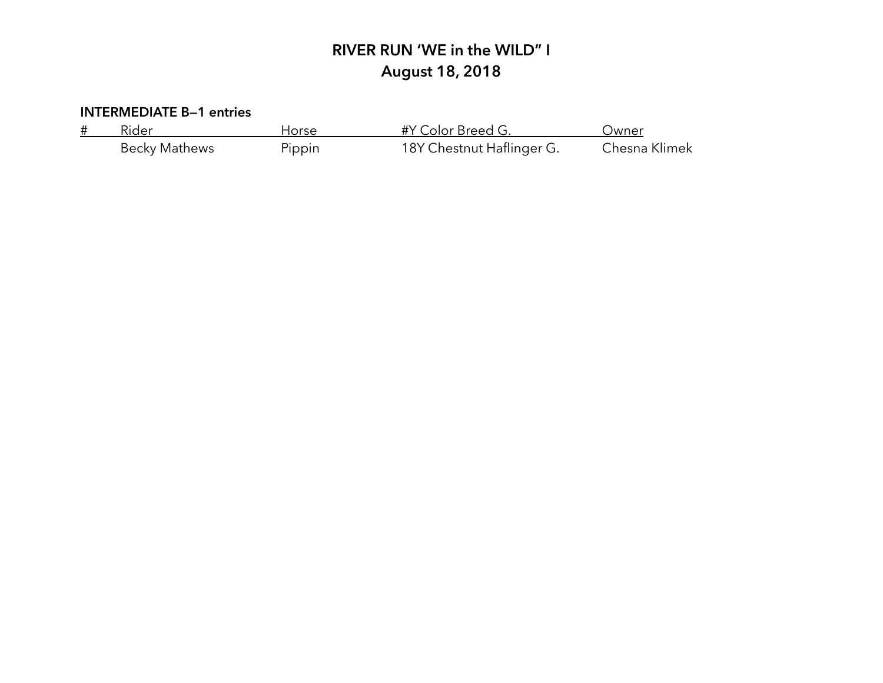# RIVER RUN 'WE in the WILD" I
# August 18, 2018

**INTERMEDIATE B–1 entries**

| # | Rider | Horse | #Y Color Breed G. | Owner |
|---|---|---|---|---|
| | Becky Mathews | Pippin | 18Y Chestnut Haflinger G. | Chesna Klimek |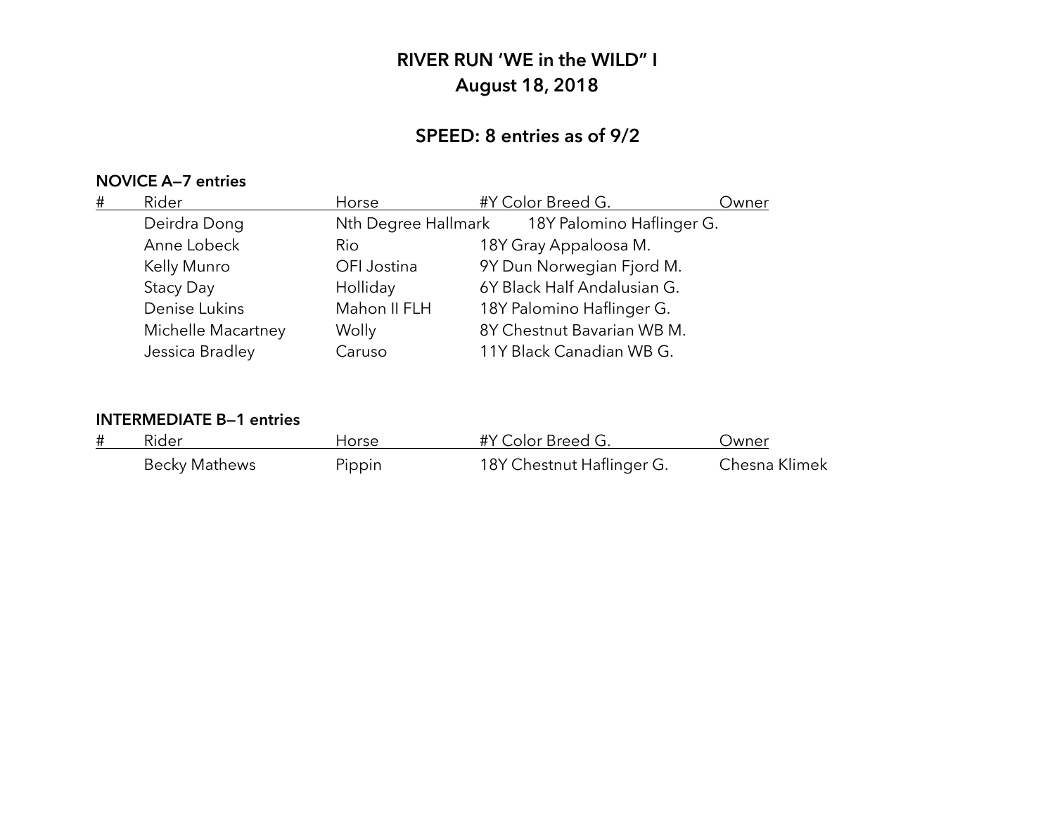**RIVER RUN 'WE in the WILD" I**
**August 18, 2018**

**SPEED: 8 entries as of 9/2**

**NOVICE A—7 entries**

| # | Rider | Horse | #Y Color Breed G. | Owner |
|---|---|---|---|---|
| | Deirdra Dong | Nth Degree Hallmark | 18Y Palomino Haflinger G. | |
| | Anne Lobeck | Rio | 18Y Gray Appaloosa M. | |
| | Kelly Munro | OFI Jostina | 9Y Dun Norwegian Fjord M. | |
| | Stacy Day | Holliday | 6Y Black Half Andalusian G. | |
| | Denise Lukins | Mahon II FLH | 18Y Palomino Haflinger G. | |
| | Michelle Macartney | Wolly | 8Y Chestnut Bavarian WB M. | |
| | Jessica Bradley | Caruso | 11Y Black Canadian WB G. | |

**INTERMEDIATE B—1 entries**

| # | Rider | Horse | #Y Color Breed G. | Owner |
|---|---|---|---|---|
| | Becky Mathews | Pippin | 18Y Chestnut Haflinger G. | Chesna Klimek |